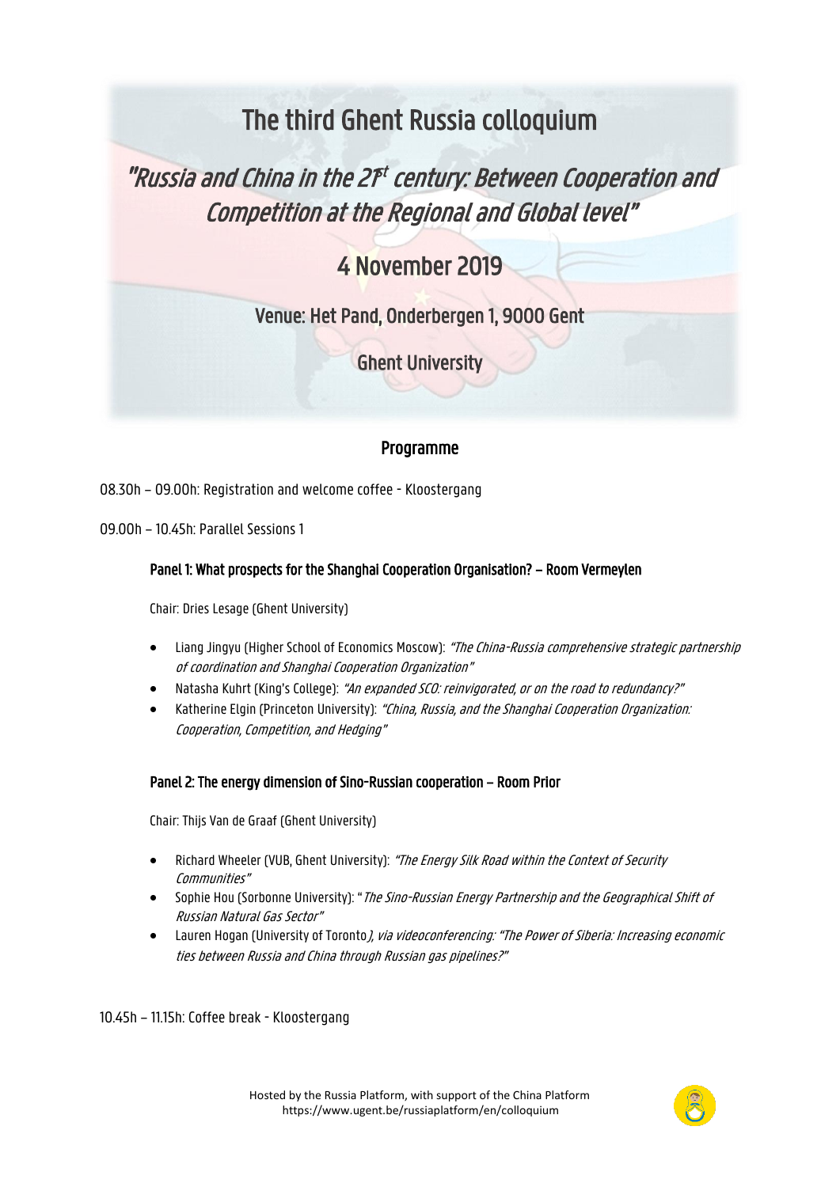# The third Ghent Russia colloquium

## *"Russia and China in the 21st century: Between Cooperation and Competition at the Regional and Global level"*

## 4 November 2019

### Venue: Het Pand, Onderbergen 1, 9000 Gent

### Ghent University

## Programme

08.30h – 09.00h: Registration and welcome coffee - Kloostergang

09.00h – 10.45h: Parallel Sessions 1

### Panel 1: What prospects for the Shanghai Cooperation Organisation? – Room Vermeylen

Chair: Dries Lesage (Ghent University)

- Liang Jingyu (Higher School of Economics Moscow): *"The China-Russia comprehensive strategic partnership of coordination and Shanghai Cooperation Organization"*
- Natasha Kuhrt (King's College): *"An expanded SCO: reinvigorated, or on the road to redundancy?"*
- Katherine Elgin (Princeton University): *"China, Russia, and the Shanghai Cooperation Organization: Cooperation, Competition, and Hedging"*

### Panel 2: The energy dimension of Sino-Russian cooperation – Room Prior

Chair: Thijs Van de Graaf (Ghent University)

- Richard Wheeler (VUB, Ghent University): *"The Energy Silk Road within the Context of Security Communities"*
- Sophie Hou (Sorbonne University): "*The Sino-Russian Energy Partnership and the Geographical Shift of Russian Natural Gas Sector"*
- Lauren Hogan (University of Toronto*), via videoconferencing: "The Power of Siberia: Increasing economic ties between Russia and China through Russian gas pipelines?"*

10.45h – 11.15h: Coffee break - Kloostergang

Hosted by the Russia Platform, with support of the China Platform
https://www.ugent.be/russiaplatform/en/colloquium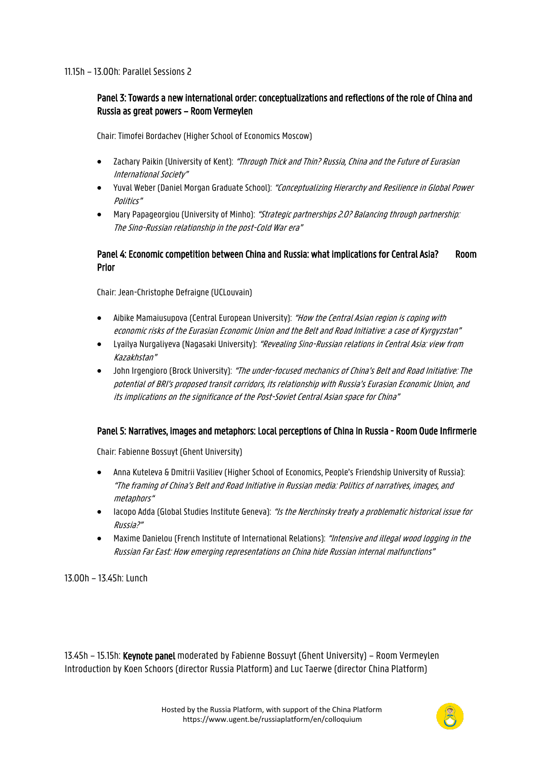11.15h – 13.00h: Parallel Sessions 2

### Panel 3: Towards a new international order: conceptualizations and reflections of the role of China and Russia as great powers – Room Vermeylen

Chair: Timofei Bordachev (Higher School of Economics Moscow)

- Zachary Paikin (University of Kent): *"Through Thick and Thin? Russia, China and the Future of Eurasian International Society"*
- Yuval Weber (Daniel Morgan Graduate School): *"Conceptualizing Hierarchy and Resilience in Global Power Politics"*
- Mary Papageorgiou (University of Minho): *"Strategic partnerships 2.0? Balancing through partnership: The Sino-Russian relationship in the post-Cold War era"*

### Panel 4: Economic competition between China and Russia: what implications for Central Asia? Room Prior

Chair: Jean-Christophe Defraigne (UCLouvain)

- Aibike Mamaiusupova (Central European University): *"How the Central Asian region is coping with economic risks of the Eurasian Economic Union and the Belt and Road Initiative: a case of Kyrgyzstan"*
- Lyailya Nurgaliyeva (Nagasaki University): *"Revealing Sino-Russian relations in Central Asia: view from Kazakhstan"*
- John Irgengioro (Brock University): *"The under-focused mechanics of China's Belt and Road Initiative: The potential of BRI's proposed transit corridors, its relationship with Russia's Eurasian Economic Union, and its implications on the significance of the Post-Soviet Central Asian space for China"*

### Panel 5: Narratives, images and metaphors: Local perceptions of China in Russia - Room Oude Infirmerie

Chair: Fabienne Bossuyt (Ghent University)

- Anna Kuteleva & Dmitrii Vasiliev (Higher School of Economics, People's Friendship University of Russia): *"The framing of China's Belt and Road Initiative in Russian media: Politics of narratives, images, and metaphors"*
- Iacopo Adda (Global Studies Institute Geneva): *"Is the Nerchinsky treaty a problematic historical issue for Russia?"*
- Maxime Danielou (French Institute of International Relations): *"Intensive and illegal wood logging in the Russian Far East: How emerging representations on China hide Russian internal malfunctions"*

13.00h – 13.45h: Lunch

13.45h – 15.15h: **Keynote panel** moderated by Fabienne Bossuyt (Ghent University) – Room Vermeylen
Introduction by Koen Schoors (director Russia Platform) and Luc Taerwe (director China Platform)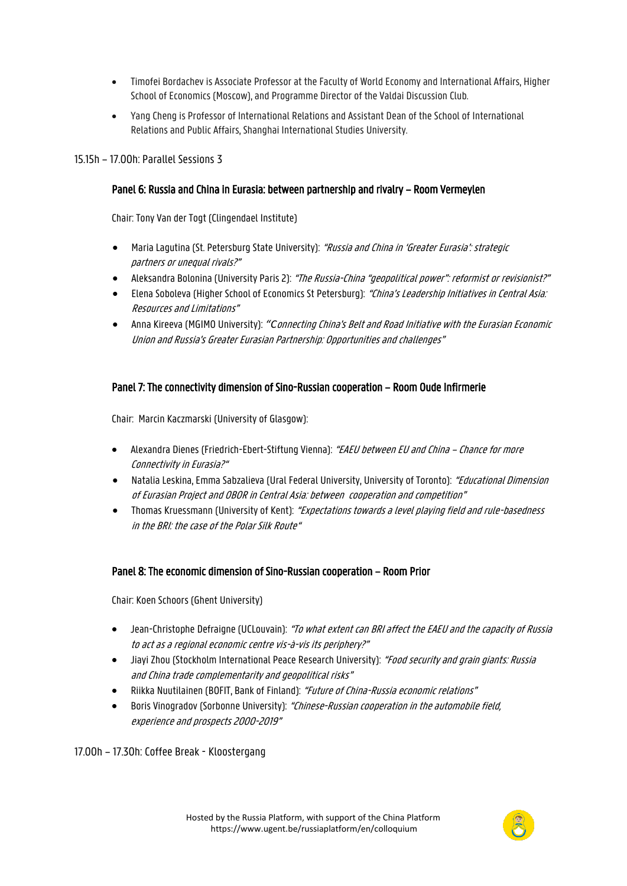- Timofei Bordachev is Associate Professor at the Faculty of World Economy and International Affairs, Higher School of Economics (Moscow), and Programme Director of the Valdai Discussion Club.
- Yang Cheng is Professor of International Relations and Assistant Dean of the School of International Relations and Public Affairs, Shanghai International Studies University.

15.15h – 17.00h: Parallel Sessions 3

**Panel 6: Russia and China in Eurasia: between partnership and rivalry – Room Vermeylen**

Chair: Tony Van der Togt (Clingendael Institute)

- Maria Lagutina (St. Petersburg State University): *"Russia and China in 'Greater Eurasia': strategic partners or unequal rivals?"*
- Aleksandra Bolonina (University Paris 2): *"The Russia-China "geopolitical power": reformist or revisionist?"*
- Elena Soboleva (Higher School of Economics St Petersburg): *"China's Leadership Initiatives in Central Asia: Resources and Limitations"*
- Anna Kireeva (MGIMO University): *"Connecting China's Belt and Road Initiative with the Eurasian Economic Union and Russia's Greater Eurasian Partnership: Opportunities and challenges"*

**Panel 7: The connectivity dimension of Sino-Russian cooperation – Room Oude Infirmerie**

Chair: Marcin Kaczmarski (University of Glasgow):

- Alexandra Dienes (Friedrich-Ebert-Stiftung Vienna): *"EAEU between EU and China – Chance for more Connectivity in Eurasia?"*
- Natalia Leskina, Emma Sabzalieva (Ural Federal University, University of Toronto): *"Educational Dimension of Eurasian Project and OBOR in Central Asia: between cooperation and competition"*
- Thomas Kruessmann (University of Kent): *"Expectations towards a level playing field and rule-basedness in the BRI: the case of the Polar Silk Route"*

**Panel 8: The economic dimension of Sino-Russian cooperation – Room Prior**

Chair: Koen Schoors (Ghent University)

- Jean-Christophe Defraigne (UCLouvain): *"To what extent can BRI affect the EAEU and the capacity of Russia to act as a regional economic centre vis-à-vis its periphery?"*
- Jiayi Zhou (Stockholm International Peace Research University): *"Food security and grain giants: Russia and China trade complementarity and geopolitical risks"*
- Riikka Nuutilainen (BOFIT, Bank of Finland): *"Future of China-Russia economic relations"*
- Boris Vinogradov (Sorbonne University): *"Chinese-Russian cooperation in the automobile field, experience and prospects 2000-2019"*

17.00h – 17.30h: Coffee Break - Kloostergang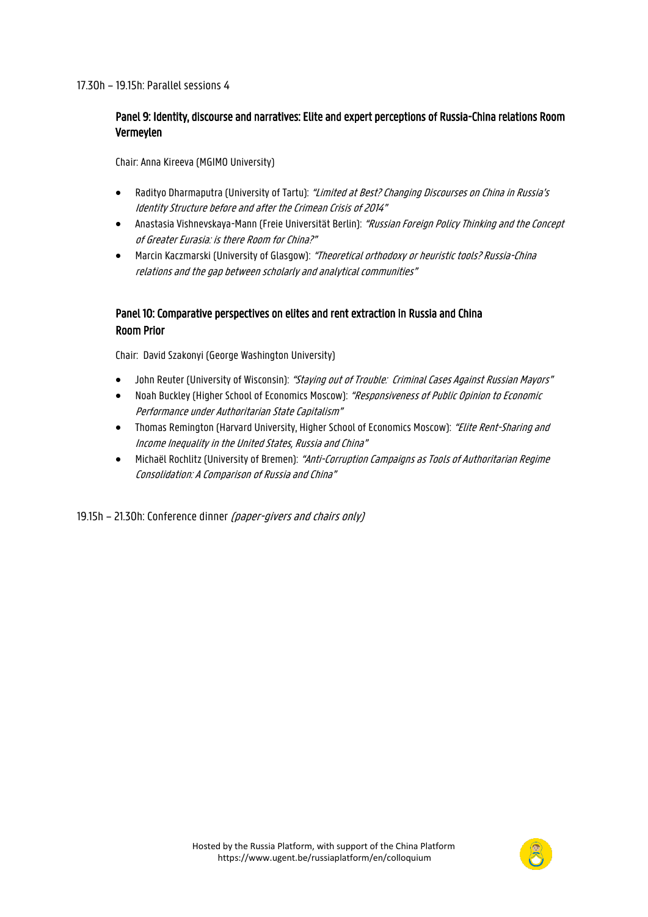17.30h – 19.15h: Parallel sessions 4

### Panel 9: Identity, discourse and narratives: Elite and expert perceptions of Russia-China relations Room Vermeylen

Chair: Anna Kireeva (MGIMO University)

- Radityo Dharmaputra (University of Tartu): *"Limited at Best? Changing Discourses on China in Russia's Identity Structure before and after the Crimean Crisis of 2014"*
- Anastasia Vishnevskaya-Mann (Freie Universität Berlin): *"Russian Foreign Policy Thinking and the Concept of Greater Eurasia: is there Room for China?"*
- Marcin Kaczmarski (University of Glasgow): *"Theoretical orthodoxy or heuristic tools? Russia-China relations and the gap between scholarly and analytical communities"*

### Panel 10: Comparative perspectives on elites and rent extraction in Russia and China Room Prior

Chair: David Szakonyi (George Washington University)

- John Reuter (University of Wisconsin): *"Staying out of Trouble: Criminal Cases Against Russian Mayors"*
- Noah Buckley (Higher School of Economics Moscow): *"Responsiveness of Public Opinion to Economic Performance under Authoritarian State Capitalism"*
- Thomas Remington (Harvard University, Higher School of Economics Moscow): *"Elite Rent-Sharing and Income Inequality in the United States, Russia and China"*
- Michaël Rochlitz (University of Bremen): *"Anti-Corruption Campaigns as Tools of Authoritarian Regime Consolidation: A Comparison of Russia and China"*

19.15h – 21.30h: Conference dinner *(paper-givers and chairs only)*